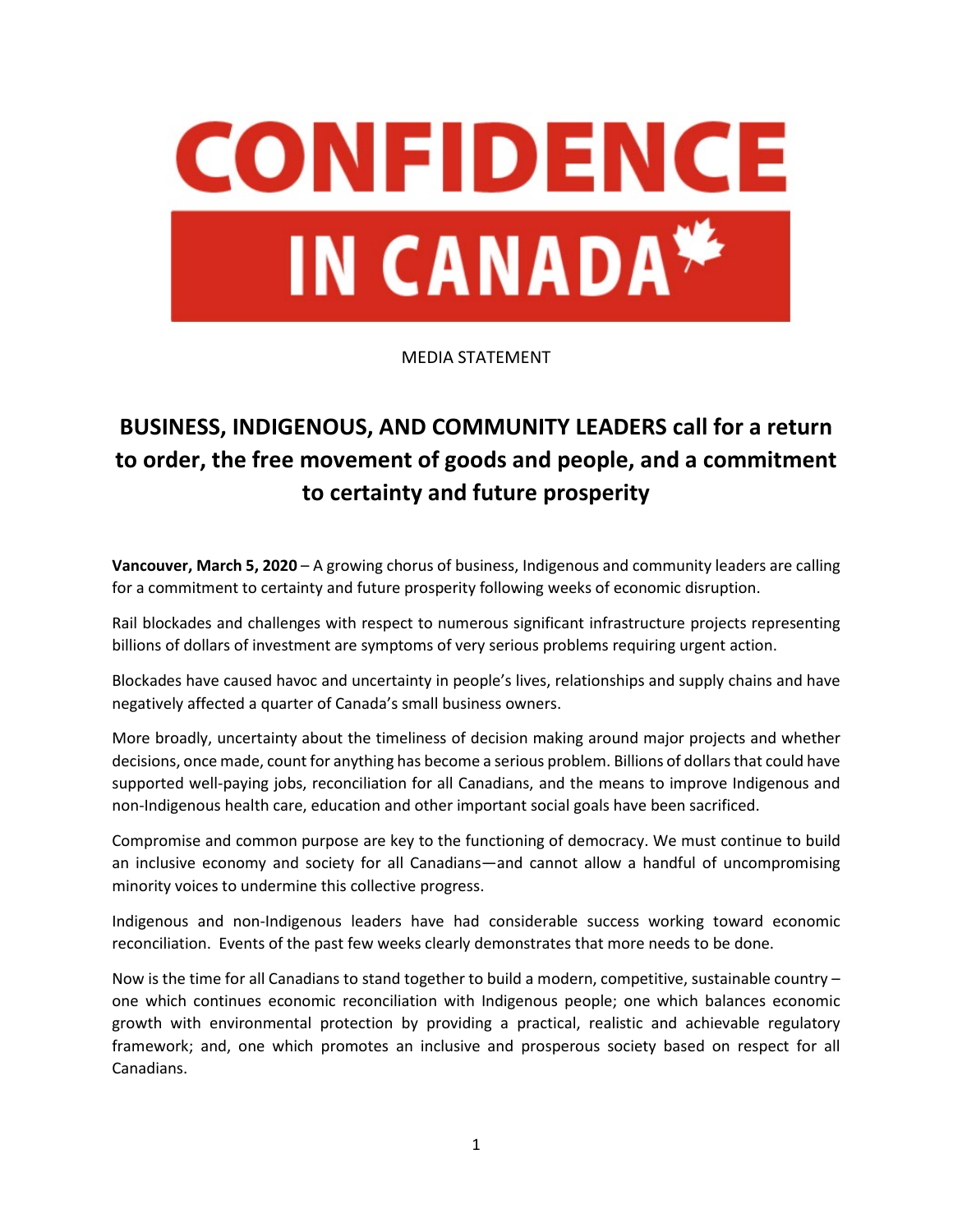# CONFIDENCE IN CANADA

MEDIA STATEMENT

## BUSINESS, INDIGENOUS, AND COMMUNITY LEADERS call for a return to order, the free movement of goods and people, and a commitment to certainty and future prosperity

**Vancouver, March 5, 2020** – A growing chorus of business, Indigenous and community leaders are calling for a commitment to certainty and future prosperity following weeks of economic disruption.

Rail blockades and challenges with respect to numerous significant infrastructure projects representing billions of dollars of investment are symptoms of very serious problems requiring urgent action.

Blockades have caused havoc and uncertainty in people's lives, relationships and supply chains and have negatively affected a quarter of Canada's small business owners.

More broadly, uncertainty about the timeliness of decision making around major projects and whether decisions, once made, count for anything has become a serious problem. Billions of dollars that could have supported well-paying jobs, reconciliation for all Canadians, and the means to improve Indigenous and non-Indigenous health care, education and other important social goals have been sacrificed.

Compromise and common purpose are key to the functioning of democracy. We must continue to build an inclusive economy and society for all Canadians—and cannot allow a handful of uncompromising minority voices to undermine this collective progress.

Indigenous and non-Indigenous leaders have had considerable success working toward economic reconciliation. Events of the past few weeks clearly demonstrates that more needs to be done.

Now is the time for all Canadians to stand together to build a modern, competitive, sustainable country – one which continues economic reconciliation with Indigenous people; one which balances economic growth with environmental protection by providing a practical, realistic and achievable regulatory framework; and, one which promotes an inclusive and prosperous society based on respect for all Canadians.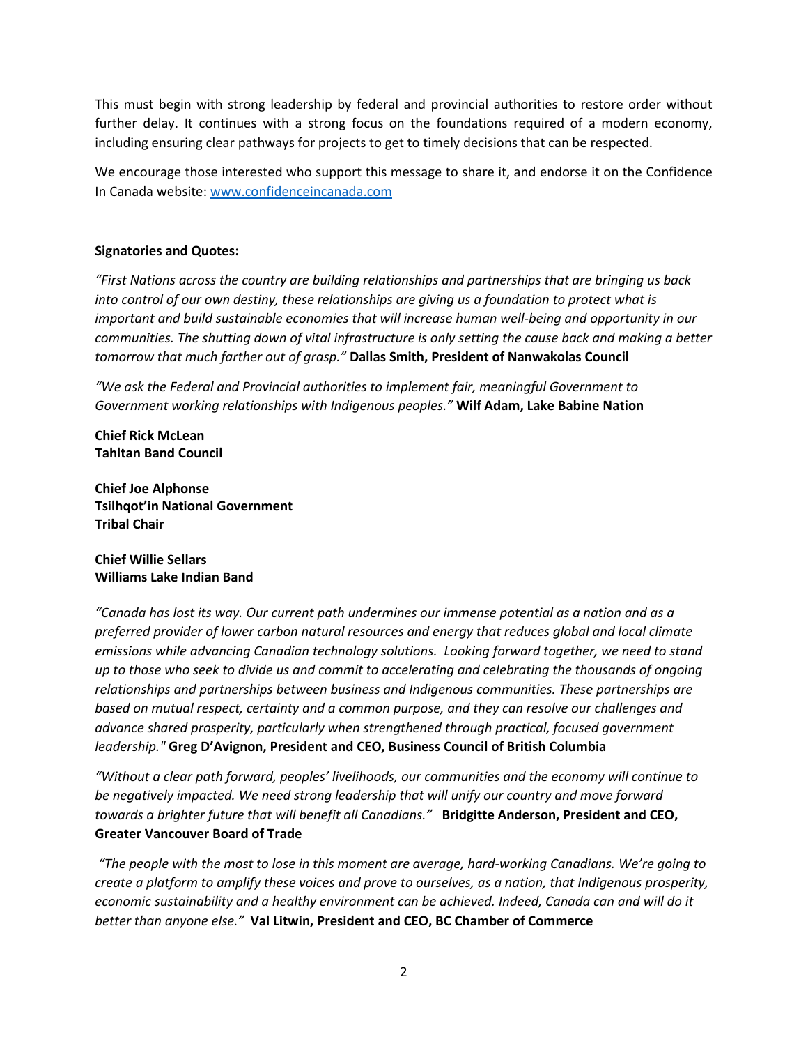This must begin with strong leadership by federal and provincial authorities to restore order without further delay. It continues with a strong focus on the foundations required of a modern economy, including ensuring clear pathways for projects to get to timely decisions that can be respected.

We encourage those interested who support this message to share it, and endorse it on the Confidence In Canada website: [www.confidenceincanada.com](http://www.confidenceincanada.com)

**Signatories and Quotes:**

*"First Nations across the country are building relationships and partnerships that are bringing us back into control of our own destiny, these relationships are giving us a foundation to protect what is important and build sustainable economies that will increase human well-being and opportunity in our communities. The shutting down of vital infrastructure is only setting the cause back and making a better tomorrow that much farther out of grasp."* **Dallas Smith, President of Nanwakolas Council**

*"We ask the Federal and Provincial authorities to implement fair, meaningful Government to Government working relationships with Indigenous peoples."* **Wilf Adam, Lake Babine Nation**

**Chief Rick McLean**
**Tahltan Band Council**

**Chief Joe Alphonse**
**Tsilhqot'in National Government**
**Tribal Chair**

**Chief Willie Sellars**
**Williams Lake Indian Band**

*"Canada has lost its way. Our current path undermines our immense potential as a nation and as a preferred provider of lower carbon natural resources and energy that reduces global and local climate emissions while advancing Canadian technology solutions. Looking forward together, we need to stand up to those who seek to divide us and commit to accelerating and celebrating the thousands of ongoing relationships and partnerships between business and Indigenous communities. These partnerships are based on mutual respect, certainty and a common purpose, and they can resolve our challenges and advance shared prosperity, particularly when strengthened through practical, focused government leadership."* **Greg D'Avignon, President and CEO, Business Council of British Columbia**

*"Without a clear path forward, peoples' livelihoods, our communities and the economy will continue to be negatively impacted. We need strong leadership that will unify our country and move forward towards a brighter future that will benefit all Canadians."* **Bridgitte Anderson, President and CEO, Greater Vancouver Board of Trade**

*"The people with the most to lose in this moment are average, hard-working Canadians. We're going to create a platform to amplify these voices and prove to ourselves, as a nation, that Indigenous prosperity, economic sustainability and a healthy environment can be achieved. Indeed, Canada can and will do it better than anyone else."* **Val Litwin, President and CEO, BC Chamber of Commerce**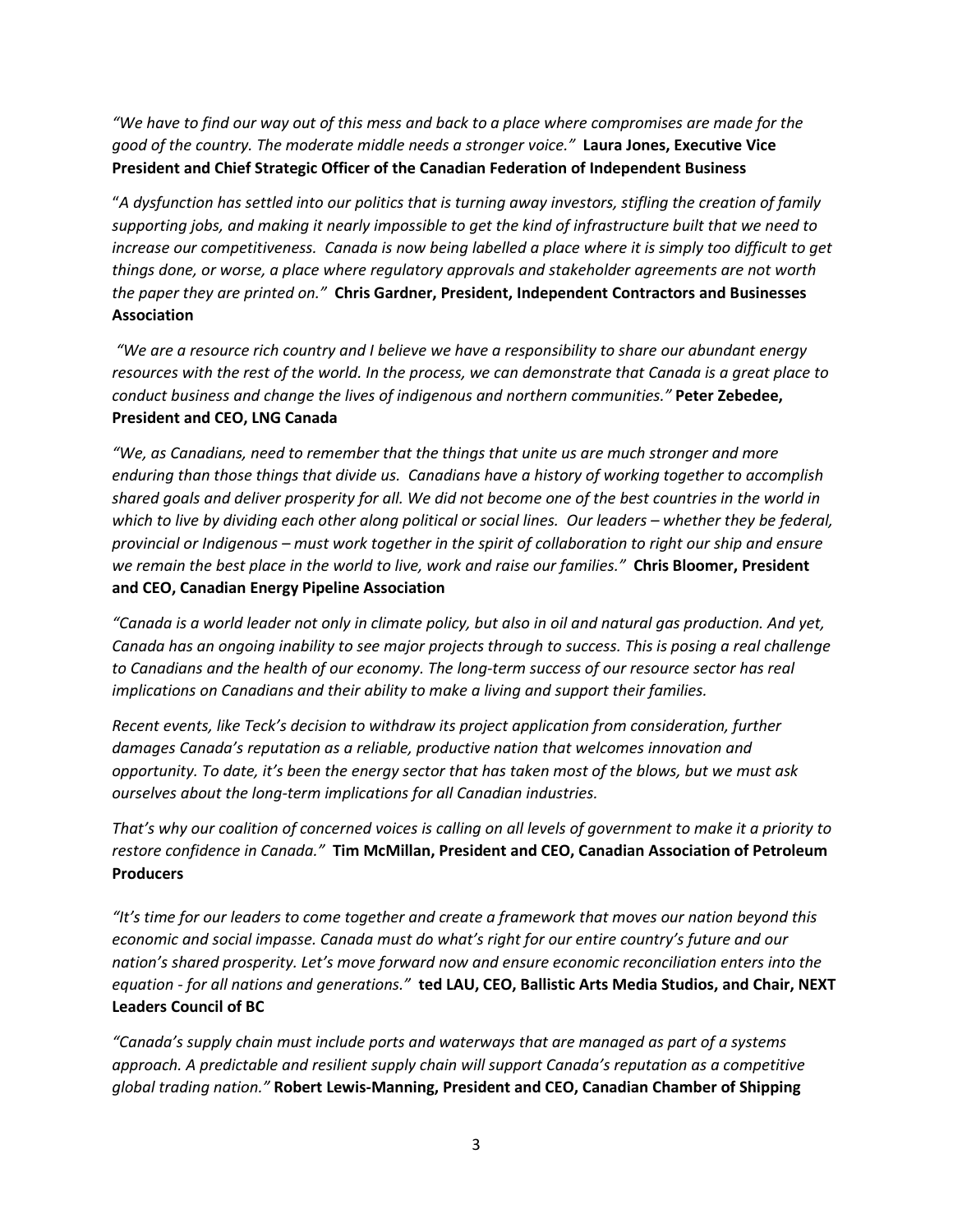*"We have to find our way out of this mess and back to a place where compromises are made for the good of the country. The moderate middle needs a stronger voice."* **Laura Jones, Executive Vice President and Chief Strategic Officer of the Canadian Federation of Independent Business**

"*A dysfunction has settled into our politics that is turning away investors, stifling the creation of family supporting jobs, and making it nearly impossible to get the kind of infrastructure built that we need to increase our competitiveness. Canada is now being labelled a place where it is simply too difficult to get things done, or worse, a place where regulatory approvals and stakeholder agreements are not worth the paper they are printed on."* **Chris Gardner, President, Independent Contractors and Businesses Association**

*"We are a resource rich country and I believe we have a responsibility to share our abundant energy resources with the rest of the world. In the process, we can demonstrate that Canada is a great place to conduct business and change the lives of indigenous and northern communities."* **Peter Zebedee, President and CEO, LNG Canada**

*"We, as Canadians, need to remember that the things that unite us are much stronger and more enduring than those things that divide us. Canadians have a history of working together to accomplish shared goals and deliver prosperity for all. We did not become one of the best countries in the world in which to live by dividing each other along political or social lines. Our leaders – whether they be federal, provincial or Indigenous – must work together in the spirit of collaboration to right our ship and ensure we remain the best place in the world to live, work and raise our families."* **Chris Bloomer, President and CEO, Canadian Energy Pipeline Association**

*"Canada is a world leader not only in climate policy, but also in oil and natural gas production. And yet, Canada has an ongoing inability to see major projects through to success. This is posing a real challenge to Canadians and the health of our economy. The long-term success of our resource sector has real implications on Canadians and their ability to make a living and support their families.*

*Recent events, like Teck's decision to withdraw its project application from consideration, further damages Canada's reputation as a reliable, productive nation that welcomes innovation and opportunity. To date, it's been the energy sector that has taken most of the blows, but we must ask ourselves about the long-term implications for all Canadian industries.*

*That's why our coalition of concerned voices is calling on all levels of government to make it a priority to restore confidence in Canada."* **Tim McMillan, President and CEO, Canadian Association of Petroleum Producers**

*"It's time for our leaders to come together and create a framework that moves our nation beyond this economic and social impasse. Canada must do what's right for our entire country's future and our nation's shared prosperity. Let's move forward now and ensure economic reconciliation enters into the equation - for all nations and generations."* **ted LAU, CEO, Ballistic Arts Media Studios, and Chair, NEXT Leaders Council of BC**

*"Canada's supply chain must include ports and waterways that are managed as part of a systems approach. A predictable and resilient supply chain will support Canada's reputation as a competitive global trading nation."* **Robert Lewis-Manning, President and CEO, Canadian Chamber of Shipping**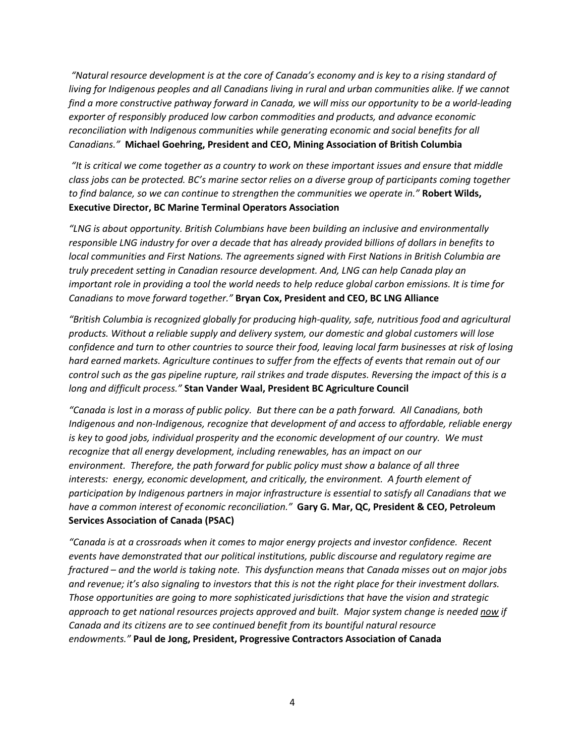*"Natural resource development is at the core of Canada's economy and is key to a rising standard of living for Indigenous peoples and all Canadians living in rural and urban communities alike. If we cannot find a more constructive pathway forward in Canada, we will miss our opportunity to be a world-leading exporter of responsibly produced low carbon commodities and products, and advance economic reconciliation with Indigenous communities while generating economic and social benefits for all Canadians."* **Michael Goehring, President and CEO, Mining Association of British Columbia**

*"It is critical we come together as a country to work on these important issues and ensure that middle class jobs can be protected. BC's marine sector relies on a diverse group of participants coming together to find balance, so we can continue to strengthen the communities we operate in."* **Robert Wilds, Executive Director, BC Marine Terminal Operators Association**

*"LNG is about opportunity. British Columbians have been building an inclusive and environmentally responsible LNG industry for over a decade that has already provided billions of dollars in benefits to local communities and First Nations. The agreements signed with First Nations in British Columbia are truly precedent setting in Canadian resource development. And, LNG can help Canada play an important role in providing a tool the world needs to help reduce global carbon emissions. It is time for Canadians to move forward together."* **Bryan Cox, President and CEO, BC LNG Alliance**

*"British Columbia is recognized globally for producing high-quality, safe, nutritious food and agricultural products. Without a reliable supply and delivery system, our domestic and global customers will lose confidence and turn to other countries to source their food, leaving local farm businesses at risk of losing hard earned markets. Agriculture continues to suffer from the effects of events that remain out of our control such as the gas pipeline rupture, rail strikes and trade disputes. Reversing the impact of this is a long and difficult process."* **Stan Vander Waal, President BC Agriculture Council**

*"Canada is lost in a morass of public policy. But there can be a path forward. All Canadians, both Indigenous and non-Indigenous, recognize that development of and access to affordable, reliable energy is key to good jobs, individual prosperity and the economic development of our country. We must recognize that all energy development, including renewables, has an impact on our environment. Therefore, the path forward for public policy must show a balance of all three interests: energy, economic development, and critically, the environment. A fourth element of participation by Indigenous partners in major infrastructure is essential to satisfy all Canadians that we have a common interest of economic reconciliation."* **Gary G. Mar, QC, President & CEO, Petroleum Services Association of Canada (PSAC)**

*"Canada is at a crossroads when it comes to major energy projects and investor confidence. Recent events have demonstrated that our political institutions, public discourse and regulatory regime are fractured – and the world is taking note. This dysfunction means that Canada misses out on major jobs and revenue; it's also signaling to investors that this is not the right place for their investment dollars. Those opportunities are going to more sophisticated jurisdictions that have the vision and strategic approach to get national resources projects approved and built. Major system change is needed <u>now</u> if Canada and its citizens are to see continued benefit from its bountiful natural resource endowments."* **Paul de Jong, President, Progressive Contractors Association of Canada**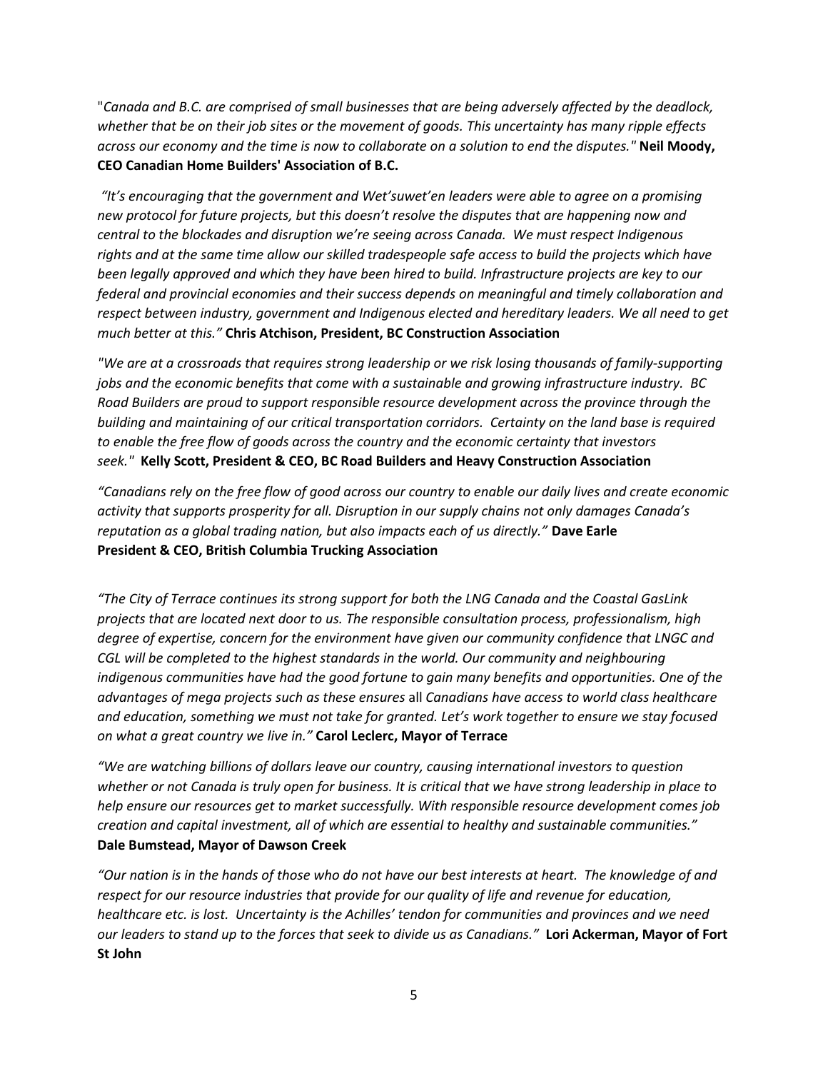"*Canada and B.C. are comprised of small businesses that are being adversely affected by the deadlock, whether that be on their job sites or the movement of goods. This uncertainty has many ripple effects across our economy and the time is now to collaborate on a solution to end the disputes."* **Neil Moody, CEO Canadian Home Builders' Association of B.C.**

*"It's encouraging that the government and Wet'suwet'en leaders were able to agree on a promising new protocol for future projects, but this doesn't resolve the disputes that are happening now and central to the blockades and disruption we're seeing across Canada. We must respect Indigenous rights and at the same time allow our skilled tradespeople safe access to build the projects which have been legally approved and which they have been hired to build. Infrastructure projects are key to our federal and provincial economies and their success depends on meaningful and timely collaboration and respect between industry, government and Indigenous elected and hereditary leaders. We all need to get much better at this."* **Chris Atchison, President, BC Construction Association**

*"We are at a crossroads that requires strong leadership or we risk losing thousands of family-supporting jobs and the economic benefits that come with a sustainable and growing infrastructure industry. BC Road Builders are proud to support responsible resource development across the province through the building and maintaining of our critical transportation corridors. Certainty on the land base is required to enable the free flow of goods across the country and the economic certainty that investors seek."* **Kelly Scott, President & CEO, BC Road Builders and Heavy Construction Association**

*"Canadians rely on the free flow of good across our country to enable our daily lives and create economic activity that supports prosperity for all. Disruption in our supply chains not only damages Canada's reputation as a global trading nation, but also impacts each of us directly."* **Dave Earle President & CEO, British Columbia Trucking Association**

*"The City of Terrace continues its strong support for both the LNG Canada and the Coastal GasLink projects that are located next door to us. The responsible consultation process, professionalism, high degree of expertise, concern for the environment have given our community confidence that LNGC and CGL will be completed to the highest standards in the world. Our community and neighbouring indigenous communities have had the good fortune to gain many benefits and opportunities. One of the advantages of mega projects such as these ensures* all *Canadians have access to world class healthcare and education, something we must not take for granted. Let's work together to ensure we stay focused on what a great country we live in."* **Carol Leclerc, Mayor of Terrace**

*"We are watching billions of dollars leave our country, causing international investors to question whether or not Canada is truly open for business. It is critical that we have strong leadership in place to help ensure our resources get to market successfully. With responsible resource development comes job creation and capital investment, all of which are essential to healthy and sustainable communities."* **Dale Bumstead, Mayor of Dawson Creek**

*"Our nation is in the hands of those who do not have our best interests at heart. The knowledge of and respect for our resource industries that provide for our quality of life and revenue for education, healthcare etc. is lost. Uncertainty is the Achilles' tendon for communities and provinces and we need our leaders to stand up to the forces that seek to divide us as Canadians."* **Lori Ackerman, Mayor of Fort St John**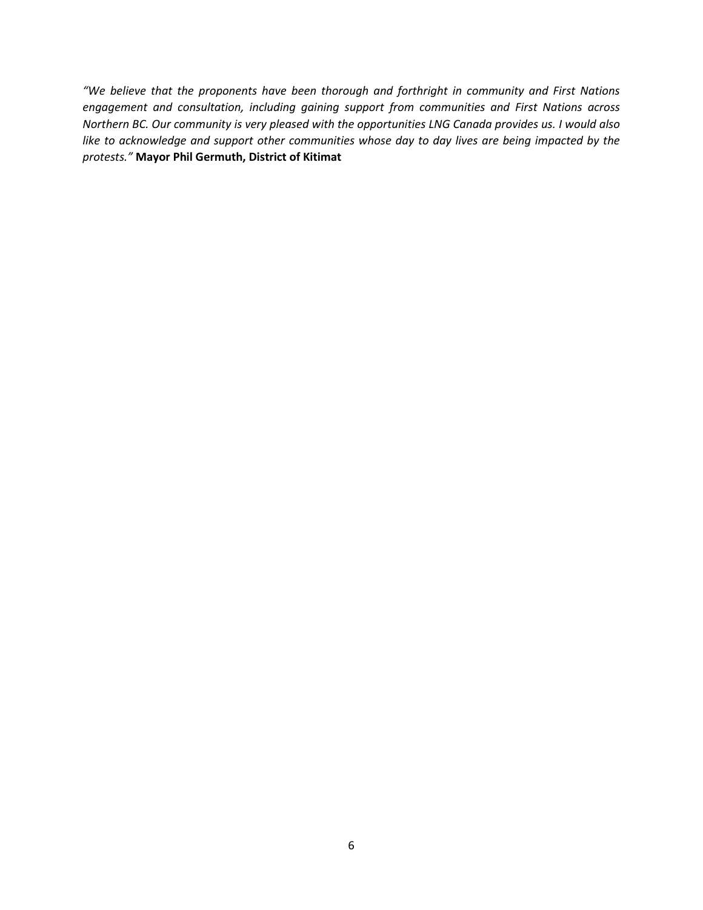*"We believe that the proponents have been thorough and forthright in community and First Nations engagement and consultation, including gaining support from communities and First Nations across Northern BC. Our community is very pleased with the opportunities LNG Canada provides us. I would also like to acknowledge and support other communities whose day to day lives are being impacted by the protests."* **Mayor Phil Germuth, District of Kitimat**